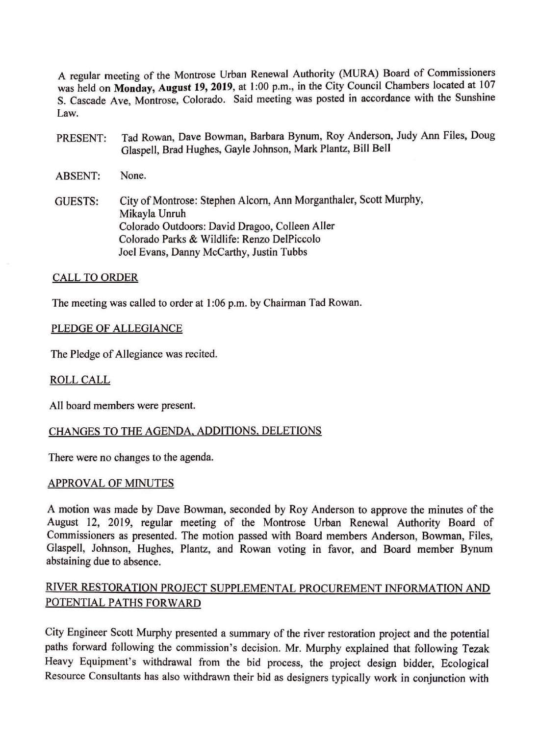A regular meeting of the Montrose Urban Renewal Authority (MURA) Board of Commissioners was held on **Monday, August 19, 2019**, at 1:00 p.m., in the City Council Chambers located at 107 S. Cascade Ave, Montrose, Colorado. Said meeting was posted in accordance with the Sunshine Law.

PRESENT: Tad Rowan, Dave Bowman, Barbara Bynum, Roy Anderson, Judy Ann Files, Doug Glaspell, Brad Hughes, Gayle Johnson, Mark Plantz, Bill Bell

ABSENT: None.

GUESTS: City of Montrose: Stephen Alcorn, Ann Morganthaler, Scott Murphy, Mikayla Unruh
Colorado Outdoors: David Dragoo, Colleen Aller
Colorado Parks & Wildlife: Renzo DelPiccolo
Joel Evans, Danny McCarthy, Justin Tubbs

## CALL TO ORDER

The meeting was called to order at 1:06 p.m. by Chairman Tad Rowan.

## PLEDGE OF ALLEGIANCE

The Pledge of Allegiance was recited.

## ROLL CALL

All board members were present.

## CHANGES TO THE AGENDA, ADDITIONS, DELETIONS

There were no changes to the agenda.

## APPROVAL OF MINUTES

A motion was made by Dave Bowman, seconded by Roy Anderson to approve the minutes of the August 12, 2019, regular meeting of the Montrose Urban Renewal Authority Board of Commissioners as presented. The motion passed with Board members Anderson, Bowman, Files, Glaspell, Johnson, Hughes, Plantz, and Rowan voting in favor, and Board member Bynum abstaining due to absence.

## RIVER RESTORATION PROJECT SUPPLEMENTAL PROCUREMENT INFORMATION AND POTENTIAL PATHS FORWARD

City Engineer Scott Murphy presented a summary of the river restoration project and the potential paths forward following the commission's decision. Mr. Murphy explained that following Tezak Heavy Equipment's withdrawal from the bid process, the project design bidder, Ecological Resource Consultants has also withdrawn their bid as designers typically work in conjunction with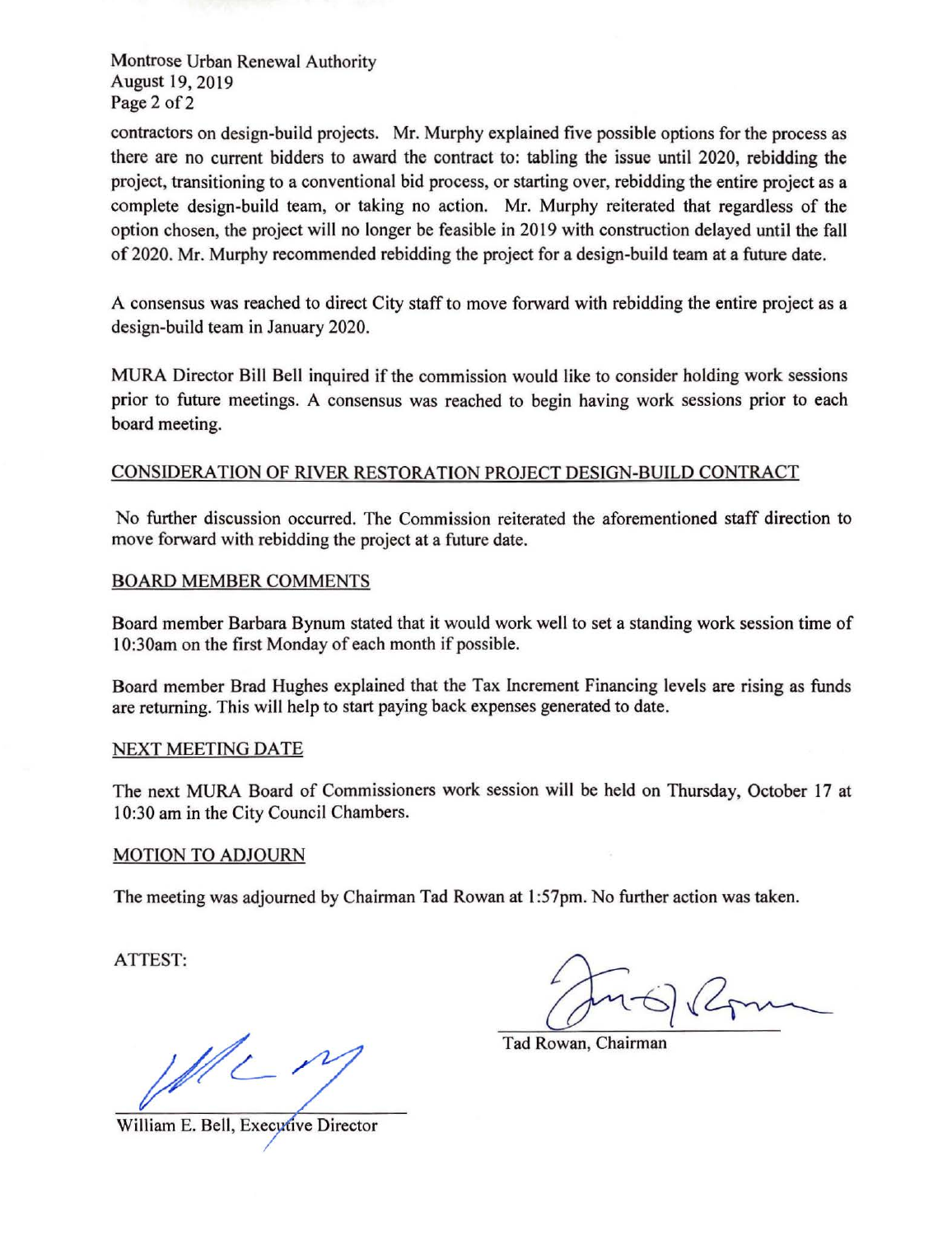contractors on design-build projects. Mr. Murphy explained five possible options for the process as there are no current bidders to award the contract to: tabling the issue until 2020, rebidding the project, transitioning to a conventional bid process, or starting over, rebidding the entire project as a complete design-build team, or taking no action. Mr. Murphy reiterated that regardless of the option chosen, the project will no longer be feasible in 2019 with construction delayed until the fall of 2020. Mr. Murphy recommended rebidding the project for a design-build team at a future date.

A consensus was reached to direct City staff to move forward with rebidding the entire project as a design-build team in January 2020.

MURA Director Bill Bell inquired if the commission would like to consider holding work sessions prior to future meetings. A consensus was reached to begin having work sessions prior to each board meeting.

## CONSIDERATION OF RIVER RESTORATION PROJECT DESIGN-BUILD CONTRACT

No further discussion occurred. The Commission reiterated the aforementioned staff direction to move forward with rebidding the project at a future date.

## BOARD MEMBER COMMENTS

Board member Barbara Bynum stated that it would work well to set a standing work session time of 10:30am on the first Monday of each month if possible.

Board member Brad Hughes explained that the Tax Increment Financing levels are rising as funds are returning. This will help to start paying back expenses generated to date.

## NEXT MEETING DATE

The next MURA Board of Commissioners work session will be held on Thursday, October 17 at 10:30 am in the City Council Chambers.

## MOTION TO ADJOURN

The meeting was adjourned by Chairman Tad Rowan at 1:57pm. No further action was taken.

ATTEST:

William E. Bell, Executive Director

Tad Rowan, Chairman